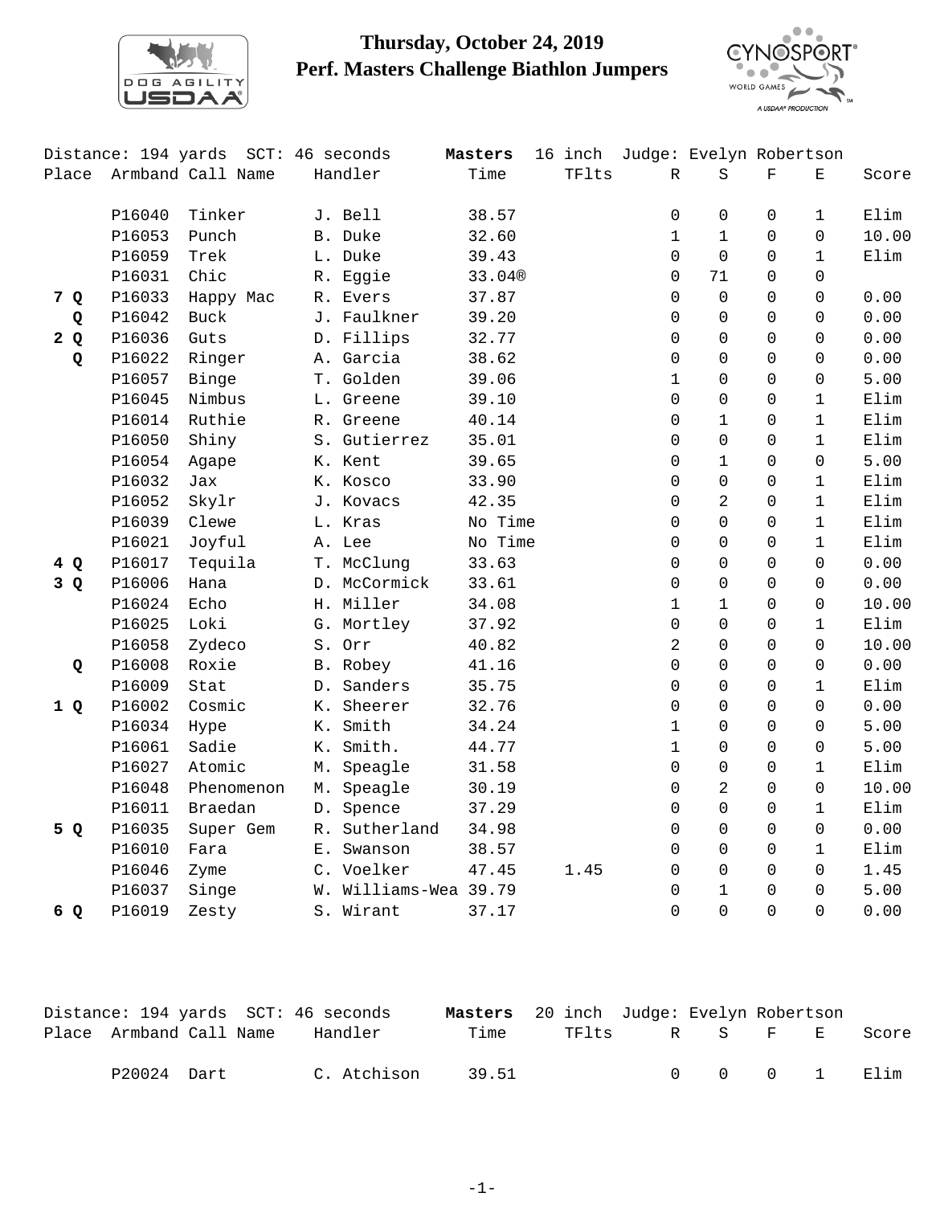# Thursday, October 24, 2019
# Perf. Masters Challenge Biathlon Jumpers

Distance: 194 yards SCT: 46 seconds **Masters** 16 inch Judge: Evelyn Robertson

| Place | Armband | Call Name | Handler | Time | TFlts | R | S | F | E | Score |
|---|---|---|---|---|---|---|---|---|---|---|
| | P16040 | Tinker | J. Bell | 38.57 | | 0 | 0 | 0 | 1 | Elim |
| | P16053 | Punch | B. Duke | 32.60 | | 1 | 1 | 0 | 0 | 10.00 |
| | P16059 | Trek | L. Duke | 39.43 | | 0 | 0 | 0 | 1 | Elim |
| | P16031 | Chic | R. Eggie | 33.04® | | 0 | 71 | 0 | 0 | |
| **7 Q** | P16033 | Happy Mac | R. Evers | 37.87 | | 0 | 0 | 0 | 0 | 0.00 |
| **Q** | P16042 | Buck | J. Faulkner | 39.20 | | 0 | 0 | 0 | 0 | 0.00 |
| **2 Q** | P16036 | Guts | D. Fillips | 32.77 | | 0 | 0 | 0 | 0 | 0.00 |
| **Q** | P16022 | Ringer | A. Garcia | 38.62 | | 0 | 0 | 0 | 0 | 0.00 |
| | P16057 | Binge | T. Golden | 39.06 | | 1 | 0 | 0 | 0 | 5.00 |
| | P16045 | Nimbus | L. Greene | 39.10 | | 0 | 0 | 0 | 1 | Elim |
| | P16014 | Ruthie | R. Greene | 40.14 | | 0 | 1 | 0 | 1 | Elim |
| | P16050 | Shiny | S. Gutierrez | 35.01 | | 0 | 0 | 0 | 1 | Elim |
| | P16054 | Agape | K. Kent | 39.65 | | 0 | 1 | 0 | 0 | 5.00 |
| | P16032 | Jax | K. Kosco | 33.90 | | 0 | 0 | 0 | 1 | Elim |
| | P16052 | Skylr | J. Kovacs | 42.35 | | 0 | 2 | 0 | 1 | Elim |
| | P16039 | Clewe | L. Kras | No Time | | 0 | 0 | 0 | 1 | Elim |
| | P16021 | Joyful | A. Lee | No Time | | 0 | 0 | 0 | 1 | Elim |
| **4 Q** | P16017 | Tequila | T. McClung | 33.63 | | 0 | 0 | 0 | 0 | 0.00 |
| **3 Q** | P16006 | Hana | D. McCormick | 33.61 | | 0 | 0 | 0 | 0 | 0.00 |
| | P16024 | Echo | H. Miller | 34.08 | | 1 | 1 | 0 | 0 | 10.00 |
| | P16025 | Loki | G. Mortley | 37.92 | | 0 | 0 | 0 | 1 | Elim |
| | P16058 | Zydeco | S. Orr | 40.82 | | 2 | 0 | 0 | 0 | 10.00 |
| **Q** | P16008 | Roxie | B. Robey | 41.16 | | 0 | 0 | 0 | 0 | 0.00 |
| | P16009 | Stat | D. Sanders | 35.75 | | 0 | 0 | 0 | 1 | Elim |
| **1 Q** | P16002 | Cosmic | K. Sheerer | 32.76 | | 0 | 0 | 0 | 0 | 0.00 |
| | P16034 | Hype | K. Smith | 34.24 | | 1 | 0 | 0 | 0 | 5.00 |
| | P16061 | Sadie | K. Smith. | 44.77 | | 1 | 0 | 0 | 0 | 5.00 |
| | P16027 | Atomic | M. Speagle | 31.58 | | 0 | 0 | 0 | 1 | Elim |
| | P16048 | Phenomenon | M. Speagle | 30.19 | | 0 | 2 | 0 | 0 | 10.00 |
| | P16011 | Braedan | D. Spence | 37.29 | | 0 | 0 | 0 | 1 | Elim |
| **5 Q** | P16035 | Super Gem | R. Sutherland | 34.98 | | 0 | 0 | 0 | 0 | 0.00 |
| | P16010 | Fara | E. Swanson | 38.57 | | 0 | 0 | 0 | 1 | Elim |
| | P16046 | Zyme | C. Voelker | 47.45 | 1.45 | 0 | 0 | 0 | 0 | 1.45 |
| | P16037 | Singe | W. Williams-Wea | 39.79 | | 0 | 1 | 0 | 0 | 5.00 |
| **6 Q** | P16019 | Zesty | S. Wirant | 37.17 | | 0 | 0 | 0 | 0 | 0.00 |

Distance: 194 yards SCT: 46 seconds **Masters** 20 inch Judge: Evelyn Robertson

| Place | Armband | Call Name | Handler | Time | TFlts | R | S | F | E | Score |
|---|---|---|---|---|---|---|---|---|---|---|
| | P20024 | Dart | C. Atchison | 39.51 | | 0 | 0 | 0 | 1 | Elim |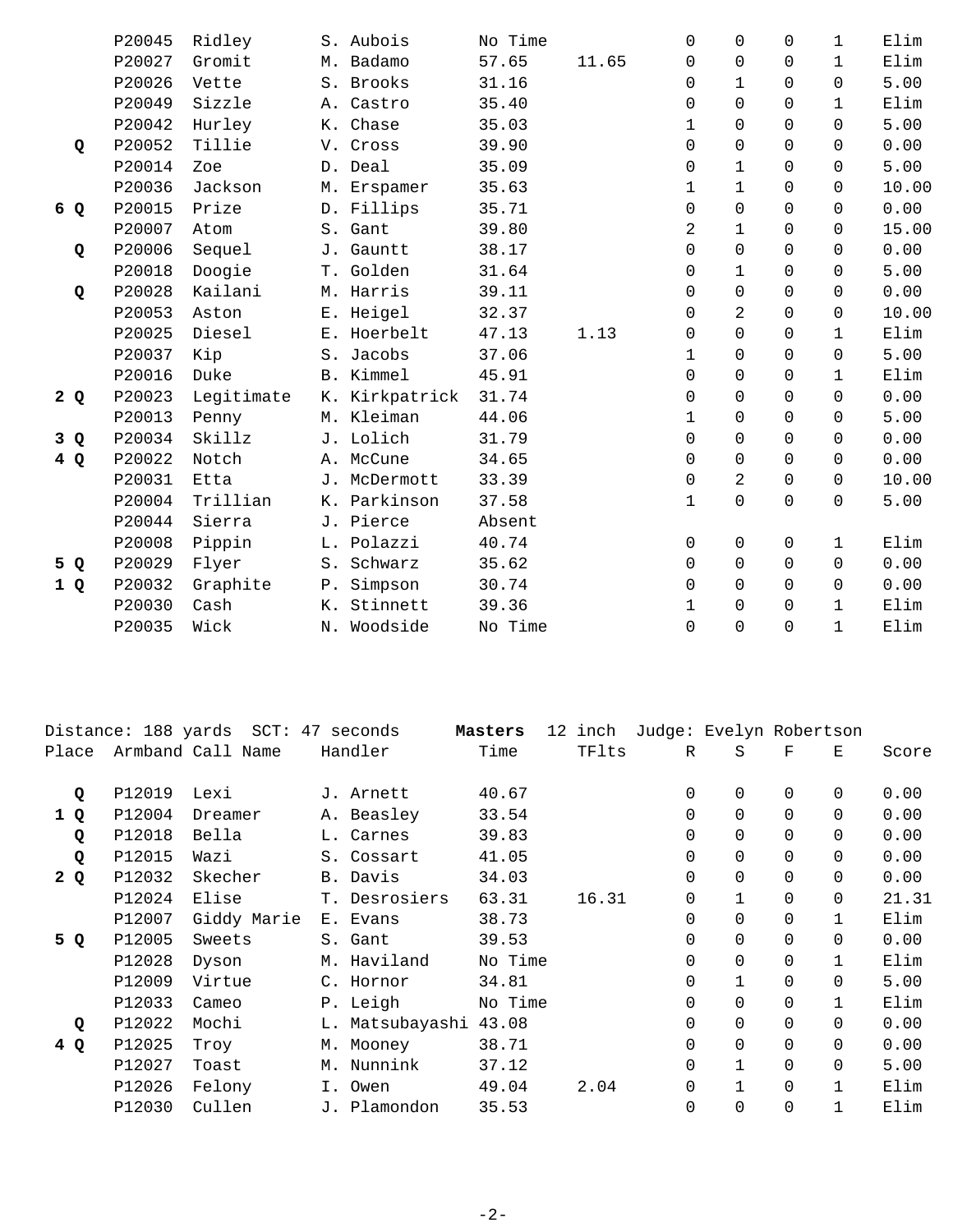| Place | Armband | Call Name | Handler | Time | TFlts | R | S | F | E | Score |
|---|---|---|---|---|---|---|---|---|---|---|
| | P20045 | Ridley | S. Aubois | No Time | | 0 | 0 | 0 | 1 | Elim |
| | P20027 | Gromit | M. Badamo | 57.65 | 11.65 | 0 | 0 | 0 | 1 | Elim |
| | P20026 | Vette | S. Brooks | 31.16 | | 0 | 1 | 0 | 0 | 5.00 |
| | P20049 | Sizzle | A. Castro | 35.40 | | 0 | 0 | 0 | 1 | Elim |
| | P20042 | Hurley | K. Chase | 35.03 | | 1 | 0 | 0 | 0 | 5.00 |
| **Q** | P20052 | Tillie | V. Cross | 39.90 | | 0 | 0 | 0 | 0 | 0.00 |
| | P20014 | Zoe | D. Deal | 35.09 | | 0 | 1 | 0 | 0 | 5.00 |
| | P20036 | Jackson | M. Erspamer | 35.63 | | 1 | 1 | 0 | 0 | 10.00 |
| **6 Q** | P20015 | Prize | D. Fillips | 35.71 | | 0 | 0 | 0 | 0 | 0.00 |
| | P20007 | Atom | S. Gant | 39.80 | | 2 | 1 | 0 | 0 | 15.00 |
| **Q** | P20006 | Sequel | J. Gauntt | 38.17 | | 0 | 0 | 0 | 0 | 0.00 |
| | P20018 | Doogie | T. Golden | 31.64 | | 0 | 1 | 0 | 0 | 5.00 |
| **Q** | P20028 | Kailani | M. Harris | 39.11 | | 0 | 0 | 0 | 0 | 0.00 |
| | P20053 | Aston | E. Heigel | 32.37 | | 0 | 2 | 0 | 0 | 10.00 |
| | P20025 | Diesel | E. Hoerbelt | 47.13 | 1.13 | 0 | 0 | 0 | 1 | Elim |
| | P20037 | Kip | S. Jacobs | 37.06 | | 1 | 0 | 0 | 0 | 5.00 |
| | P20016 | Duke | B. Kimmel | 45.91 | | 0 | 0 | 0 | 1 | Elim |
| **2 Q** | P20023 | Legitimate | K. Kirkpatrick | 31.74 | | 0 | 0 | 0 | 0 | 0.00 |
| | P20013 | Penny | M. Kleiman | 44.06 | | 1 | 0 | 0 | 0 | 5.00 |
| **3 Q** | P20034 | Skillz | J. Lolich | 31.79 | | 0 | 0 | 0 | 0 | 0.00 |
| **4 Q** | P20022 | Notch | A. McCune | 34.65 | | 0 | 0 | 0 | 0 | 0.00 |
| | P20031 | Etta | J. McDermott | 33.39 | | 0 | 2 | 0 | 0 | 10.00 |
| | P20004 | Trillian | K. Parkinson | 37.58 | | 1 | 0 | 0 | 0 | 5.00 |
| | P20044 | Sierra | J. Pierce | Absent | | | | | | |
| | P20008 | Pippin | L. Polazzi | 40.74 | | 0 | 0 | 0 | 1 | Elim |
| **5 Q** | P20029 | Flyer | S. Schwarz | 35.62 | | 0 | 0 | 0 | 0 | 0.00 |
| **1 Q** | P20032 | Graphite | P. Simpson | 30.74 | | 0 | 0 | 0 | 0 | 0.00 |
| | P20030 | Cash | K. Stinnett | 39.36 | | 1 | 0 | 0 | 1 | Elim |
| | P20035 | Wick | N. Woodside | No Time | | 0 | 0 | 0 | 1 | Elim |

Distance: 188 yards SCT: 47 seconds **Masters** 12 inch Judge: Evelyn Robertson

| Place | Armband | Call Name | Handler | Time | TFlts | R | S | F | E | Score |
|---|---|---|---|---|---|---|---|---|---|---|
| **Q** | P12019 | Lexi | J. Arnett | 40.67 | | 0 | 0 | 0 | 0 | 0.00 |
| **1 Q** | P12004 | Dreamer | A. Beasley | 33.54 | | 0 | 0 | 0 | 0 | 0.00 |
| **Q** | P12018 | Bella | L. Carnes | 39.83 | | 0 | 0 | 0 | 0 | 0.00 |
| **Q** | P12015 | Wazi | S. Cossart | 41.05 | | 0 | 0 | 0 | 0 | 0.00 |
| **2 Q** | P12032 | Skecher | B. Davis | 34.03 | | 0 | 0 | 0 | 0 | 0.00 |
| | P12024 | Elise | T. Desrosiers | 63.31 | 16.31 | 0 | 1 | 0 | 0 | 21.31 |
| | P12007 | Giddy Marie | E. Evans | 38.73 | | 0 | 0 | 0 | 1 | Elim |
| **5 Q** | P12005 | Sweets | S. Gant | 39.53 | | 0 | 0 | 0 | 0 | 0.00 |
| | P12028 | Dyson | M. Haviland | No Time | | 0 | 0 | 0 | 1 | Elim |
| | P12009 | Virtue | C. Hornor | 34.81 | | 0 | 1 | 0 | 0 | 5.00 |
| | P12033 | Cameo | P. Leigh | No Time | | 0 | 0 | 0 | 1 | Elim |
| **Q** | P12022 | Mochi | L. Matsubayashi | 43.08 | | 0 | 0 | 0 | 0 | 0.00 |
| **4 Q** | P12025 | Troy | M. Mooney | 38.71 | | 0 | 0 | 0 | 0 | 0.00 |
| | P12027 | Toast | M. Nunnink | 37.12 | | 0 | 1 | 0 | 0 | 5.00 |
| | P12026 | Felony | I. Owen | 49.04 | 2.04 | 0 | 1 | 0 | 1 | Elim |
| | P12030 | Cullen | J. Plamondon | 35.53 | | 0 | 0 | 0 | 1 | Elim |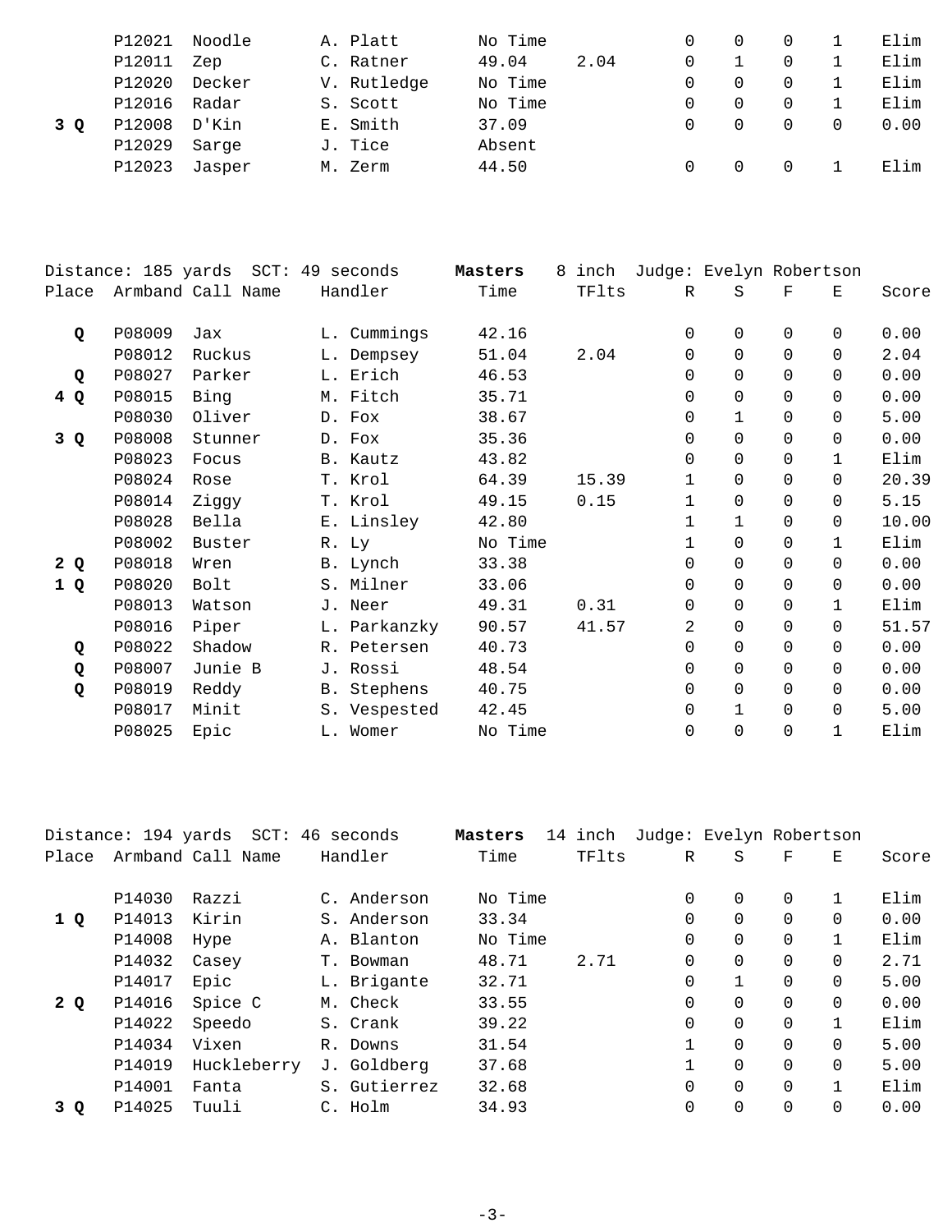| Place | Armband | Call Name | Handler | Time | TFlts | R | S | F | E | Score |
|---|---|---|---|---|---|---|---|---|---|---|
| | P12021 | Noodle | A. Platt | No Time | | 0 | 0 | 0 | 1 | Elim |
| | P12011 | Zep | C. Ratner | 49.04 | 2.04 | 0 | 1 | 0 | 1 | Elim |
| | P12020 | Decker | V. Rutledge | No Time | | 0 | 0 | 0 | 1 | Elim |
| | P12016 | Radar | S. Scott | No Time | | 0 | 0 | 0 | 1 | Elim |
| **3 Q** | P12008 | D'Kin | E. Smith | 37.09 | | 0 | 0 | 0 | 0 | 0.00 |
| | P12029 | Sarge | J. Tice | Absent | | | | | | |
| | P12023 | Jasper | M. Zerm | 44.50 | | 0 | 0 | 0 | 1 | Elim |

Distance: 185 yards SCT: 49 seconds **Masters** 8 inch Judge: Evelyn Robertson

| Place | Armband | Call Name | Handler | Time | TFlts | R | S | F | E | Score |
|---|---|---|---|---|---|---|---|---|---|---|
| **Q** | P08009 | Jax | L. Cummings | 42.16 | | 0 | 0 | 0 | 0 | 0.00 |
| | P08012 | Ruckus | L. Dempsey | 51.04 | 2.04 | 0 | 0 | 0 | 0 | 2.04 |
| **Q** | P08027 | Parker | L. Erich | 46.53 | | 0 | 0 | 0 | 0 | 0.00 |
| **4 Q** | P08015 | Bing | M. Fitch | 35.71 | | 0 | 0 | 0 | 0 | 0.00 |
| | P08030 | Oliver | D. Fox | 38.67 | | 0 | 1 | 0 | 0 | 5.00 |
| **3 Q** | P08008 | Stunner | D. Fox | 35.36 | | 0 | 0 | 0 | 0 | 0.00 |
| | P08023 | Focus | B. Kautz | 43.82 | | 0 | 0 | 0 | 1 | Elim |
| | P08024 | Rose | T. Krol | 64.39 | 15.39 | 1 | 0 | 0 | 0 | 20.39 |
| | P08014 | Ziggy | T. Krol | 49.15 | 0.15 | 1 | 0 | 0 | 0 | 5.15 |
| | P08028 | Bella | E. Linsley | 42.80 | | 1 | 1 | 0 | 0 | 10.00 |
| | P08002 | Buster | R. Ly | No Time | | 1 | 0 | 0 | 1 | Elim |
| **2 Q** | P08018 | Wren | B. Lynch | 33.38 | | 0 | 0 | 0 | 0 | 0.00 |
| **1 Q** | P08020 | Bolt | S. Milner | 33.06 | | 0 | 0 | 0 | 0 | 0.00 |
| | P08013 | Watson | J. Neer | 49.31 | 0.31 | 0 | 0 | 0 | 1 | Elim |
| | P08016 | Piper | L. Parkanzky | 90.57 | 41.57 | 2 | 0 | 0 | 0 | 51.57 |
| **Q** | P08022 | Shadow | R. Petersen | 40.73 | | 0 | 0 | 0 | 0 | 0.00 |
| **Q** | P08007 | Junie B | J. Rossi | 48.54 | | 0 | 0 | 0 | 0 | 0.00 |
| **Q** | P08019 | Reddy | B. Stephens | 40.75 | | 0 | 0 | 0 | 0 | 0.00 |
| | P08017 | Minit | S. Vespested | 42.45 | | 0 | 1 | 0 | 0 | 5.00 |
| | P08025 | Epic | L. Womer | No Time | | 0 | 0 | 0 | 1 | Elim |

Distance: 194 yards SCT: 46 seconds **Masters** 14 inch Judge: Evelyn Robertson

| Place | Armband | Call Name | Handler | Time | TFlts | R | S | F | E | Score |
|---|---|---|---|---|---|---|---|---|---|---|
| | P14030 | Razzi | C. Anderson | No Time | | 0 | 0 | 0 | 1 | Elim |
| **1 Q** | P14013 | Kirin | S. Anderson | 33.34 | | 0 | 0 | 0 | 0 | 0.00 |
| | P14008 | Hype | A. Blanton | No Time | | 0 | 0 | 0 | 1 | Elim |
| | P14032 | Casey | T. Bowman | 48.71 | 2.71 | 0 | 0 | 0 | 0 | 2.71 |
| | P14017 | Epic | L. Brigante | 32.71 | | 0 | 1 | 0 | 0 | 5.00 |
| **2 Q** | P14016 | Spice C | M. Check | 33.55 | | 0 | 0 | 0 | 0 | 0.00 |
| | P14022 | Speedo | S. Crank | 39.22 | | 0 | 0 | 0 | 1 | Elim |
| | P14034 | Vixen | R. Downs | 31.54 | | 1 | 0 | 0 | 0 | 5.00 |
| | P14019 | Huckleberry | J. Goldberg | 37.68 | | 1 | 0 | 0 | 0 | 5.00 |
| | P14001 | Fanta | S. Gutierrez | 32.68 | | 0 | 0 | 0 | 1 | Elim |
| **3 Q** | P14025 | Tuuli | C. Holm | 34.93 | | 0 | 0 | 0 | 0 | 0.00 |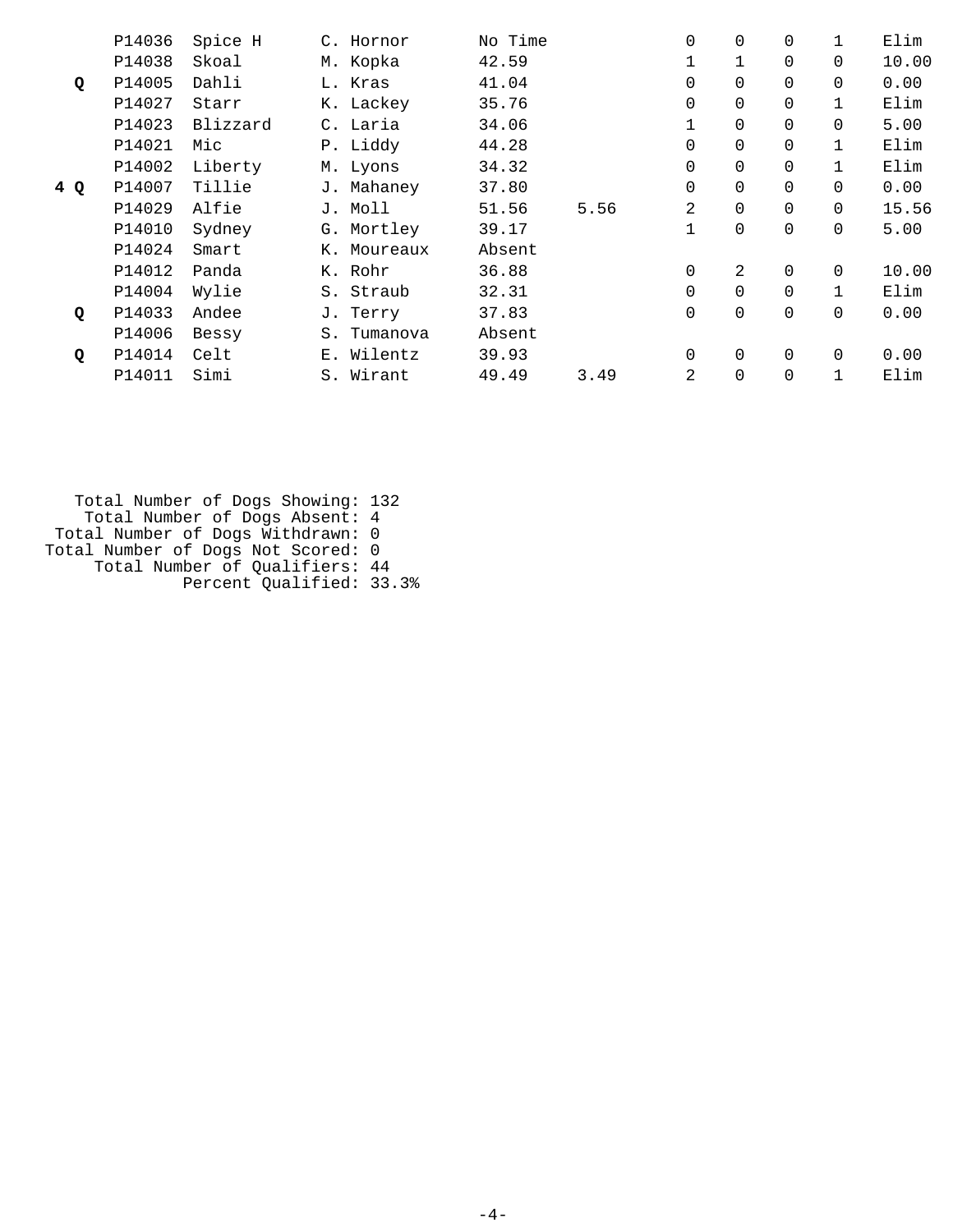| | | | | | | | | | | |
|---|---|---|---|---|---|---|---|---|---|---|
| | P14036 | Spice H | C. Hornor | No Time | | 0 | 0 | 0 | 1 | Elim |
| | P14038 | Skoal | M. Kopka | 42.59 | | 1 | 1 | 0 | 0 | 10.00 |
| **Q** | P14005 | Dahli | L. Kras | 41.04 | | 0 | 0 | 0 | 0 | 0.00 |
| | P14027 | Starr | K. Lackey | 35.76 | | 0 | 0 | 0 | 1 | Elim |
| | P14023 | Blizzard | C. Laria | 34.06 | | 1 | 0 | 0 | 0 | 5.00 |
| | P14021 | Mic | P. Liddy | 44.28 | | 0 | 0 | 0 | 1 | Elim |
| | P14002 | Liberty | M. Lyons | 34.32 | | 0 | 0 | 0 | 1 | Elim |
| **4 Q** | P14007 | Tillie | J. Mahaney | 37.80 | | 0 | 0 | 0 | 0 | 0.00 |
| | P14029 | Alfie | J. Moll | 51.56 | 5.56 | 2 | 0 | 0 | 0 | 15.56 |
| | P14010 | Sydney | G. Mortley | 39.17 | | 1 | 0 | 0 | 0 | 5.00 |
| | P14024 | Smart | K. Moureaux | Absent | | | | | | |
| | P14012 | Panda | K. Rohr | 36.88 | | 0 | 2 | 0 | 0 | 10.00 |
| | P14004 | Wylie | S. Straub | 32.31 | | 0 | 0 | 0 | 1 | Elim |
| **Q** | P14033 | Andee | J. Terry | 37.83 | | 0 | 0 | 0 | 0 | 0.00 |
| | P14006 | Bessy | S. Tumanova | Absent | | | | | | |
| **Q** | P14014 | Celt | E. Wilentz | 39.93 | | 0 | 0 | 0 | 0 | 0.00 |
| | P14011 | Simi | S. Wirant | 49.49 | 3.49 | 2 | 0 | 0 | 1 | Elim |

Total Number of Dogs Showing: 132
Total Number of Dogs Absent: 4
Total Number of Dogs Withdrawn: 0
Total Number of Dogs Not Scored: 0
Total Number of Qualifiers: 44
Percent Qualified: 33.3%